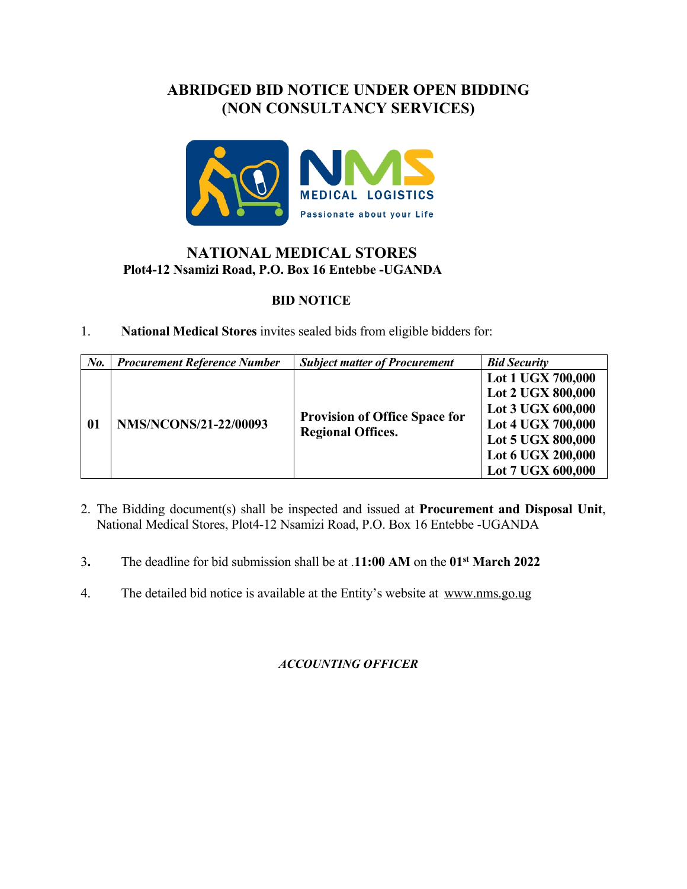# ABRIDGED BID NOTICE UNDER OPEN BIDDING (NON CONSULTANCY SERVICES)

MEDICAL LOGISTICS

Passionate about your Life

## NATIONAL MEDICAL STORES

**Plot4-12 Nsamizi Road, P.O. Box 16 Entebbe -UGANDA**

### BID NOTICE

1. **National Medical Stores** invites sealed bids from eligible bidders for:

| *No.* | *Procurement Reference Number* | *Subject matter of Procurement* | *Bid Security* |
|---|---|---|---|
| **01** | **NMS/NCONS/21-22/00093** | **Provision of Office Space for Regional Offices.** | **Lot 1 UGX 700,000**<br>**Lot 2 UGX 800,000**<br>**Lot 3 UGX 600,000**<br>**Lot 4 UGX 700,000**<br>**Lot 5 UGX 800,000**<br>**Lot 6 UGX 200,000**<br>**Lot 7 UGX 600,000** |

2. The Bidding document(s) shall be inspected and issued at **Procurement and Disposal Unit**, National Medical Stores, Plot4-12 Nsamizi Road, P.O. Box 16 Entebbe -UGANDA

3. The deadline for bid submission shall be at .**11:00 AM** on the **01st March 2022**

4. The detailed bid notice is available at the Entity's website at www.nms.go.ug

*ACCOUNTING OFFICER*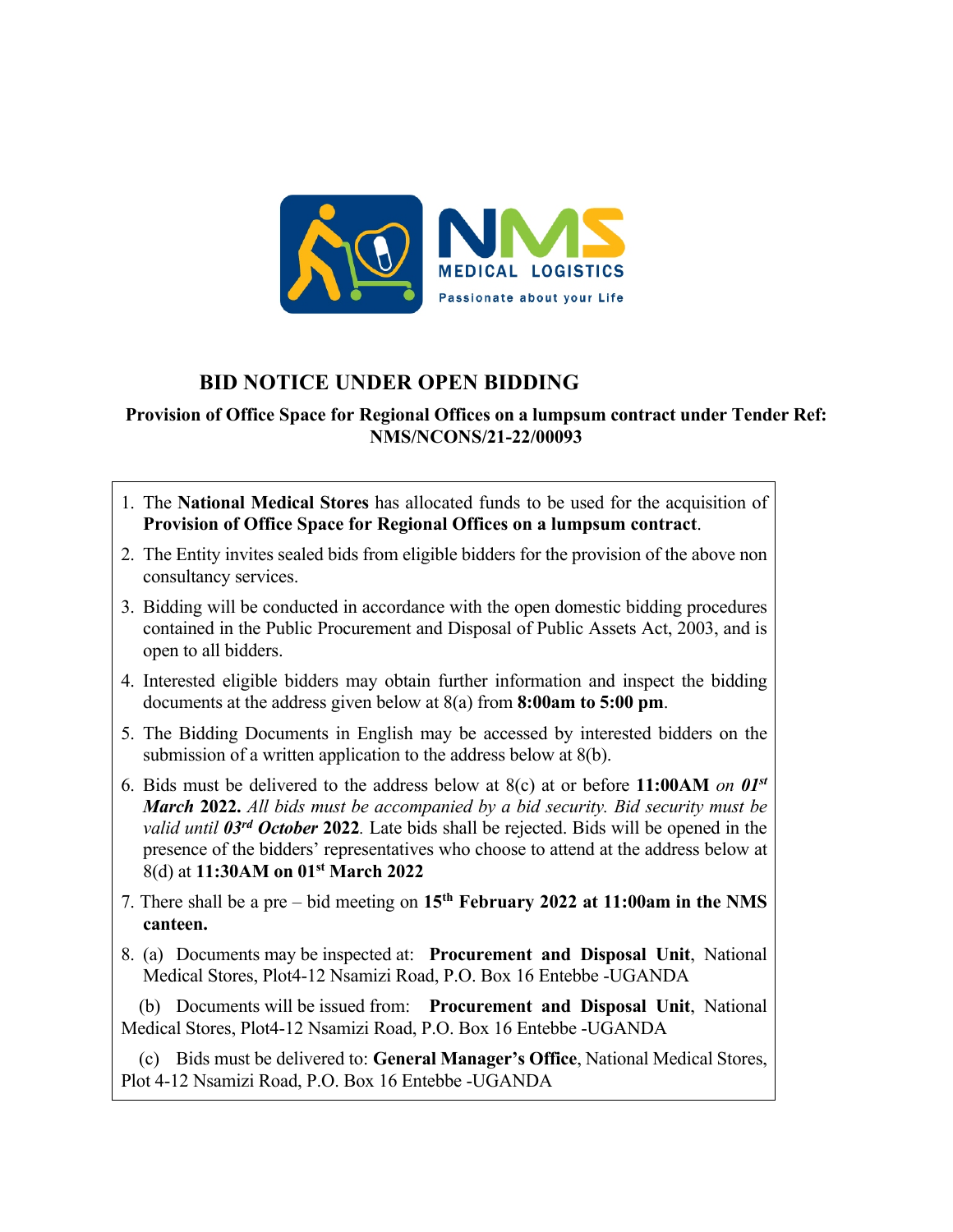## BID NOTICE UNDER OPEN BIDDING

**Provision of Office Space for Regional Offices on a lumpsum contract under Tender Ref: NMS/NCONS/21-22/00093**

1. The **National Medical Stores** has allocated funds to be used for the acquisition of **Provision of Office Space for Regional Offices on a lumpsum contract**.
2. The Entity invites sealed bids from eligible bidders for the provision of the above non consultancy services.
3. Bidding will be conducted in accordance with the open domestic bidding procedures contained in the Public Procurement and Disposal of Public Assets Act, 2003, and is open to all bidders.
4. Interested eligible bidders may obtain further information and inspect the bidding documents at the address given below at 8(a) from **8:00am to 5:00 pm**.
5. The Bidding Documents in English may be accessed by interested bidders on the submission of a written application to the address below at 8(b).
6. Bids must be delivered to the address below at 8(c) at or before **11:00AM** *on **01st March*** **2022.** *All bids must be accompanied by a bid security. Bid security must be valid until **03rd October*** **2022***.* Late bids shall be rejected. Bids will be opened in the presence of the bidders' representatives who choose to attend at the address below at 8(d) at **11:30AM on 01st March 2022**
7. There shall be a pre – bid meeting on **15th February 2022 at 11:00am in the NMS canteen.**
8. (a) Documents may be inspected at: **Procurement and Disposal Unit**, National Medical Stores, Plot4-12 Nsamizi Road, P.O. Box 16 Entebbe -UGANDA

   (b) Documents will be issued from: **Procurement and Disposal Unit**, National Medical Stores, Plot4-12 Nsamizi Road, P.O. Box 16 Entebbe -UGANDA

   (c) Bids must be delivered to: **General Manager's Office**, National Medical Stores, Plot 4-12 Nsamizi Road, P.O. Box 16 Entebbe -UGANDA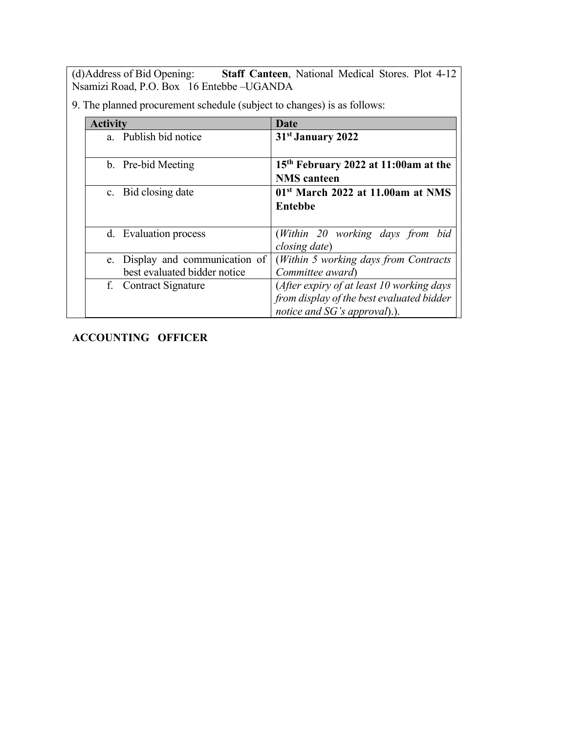(d)Address of Bid Opening: **Staff Canteen**, National Medical Stores. Plot 4-12 Nsamizi Road, P.O. Box 16 Entebbe –UGANDA

9. The planned procurement schedule (subject to changes) is as follows:

| Activity | Date |
|---|---|
| a. Publish bid notice | **31st January 2022** |
| b. Pre-bid Meeting | **15th February 2022 at 11:00am at the NMS canteen** |
| c. Bid closing date | **01st March 2022 at 11.00am at NMS Entebbe** |
| d. Evaluation process | (*Within 20 working days from bid closing date*) |
| e. Display and communication of best evaluated bidder notice | (*Within 5 working days from Contracts Committee award*) |
| f. Contract Signature | (*After expiry of at least 10 working days from display of the best evaluated bidder notice and SG's approval*).). |

**ACCOUNTING OFFICER**